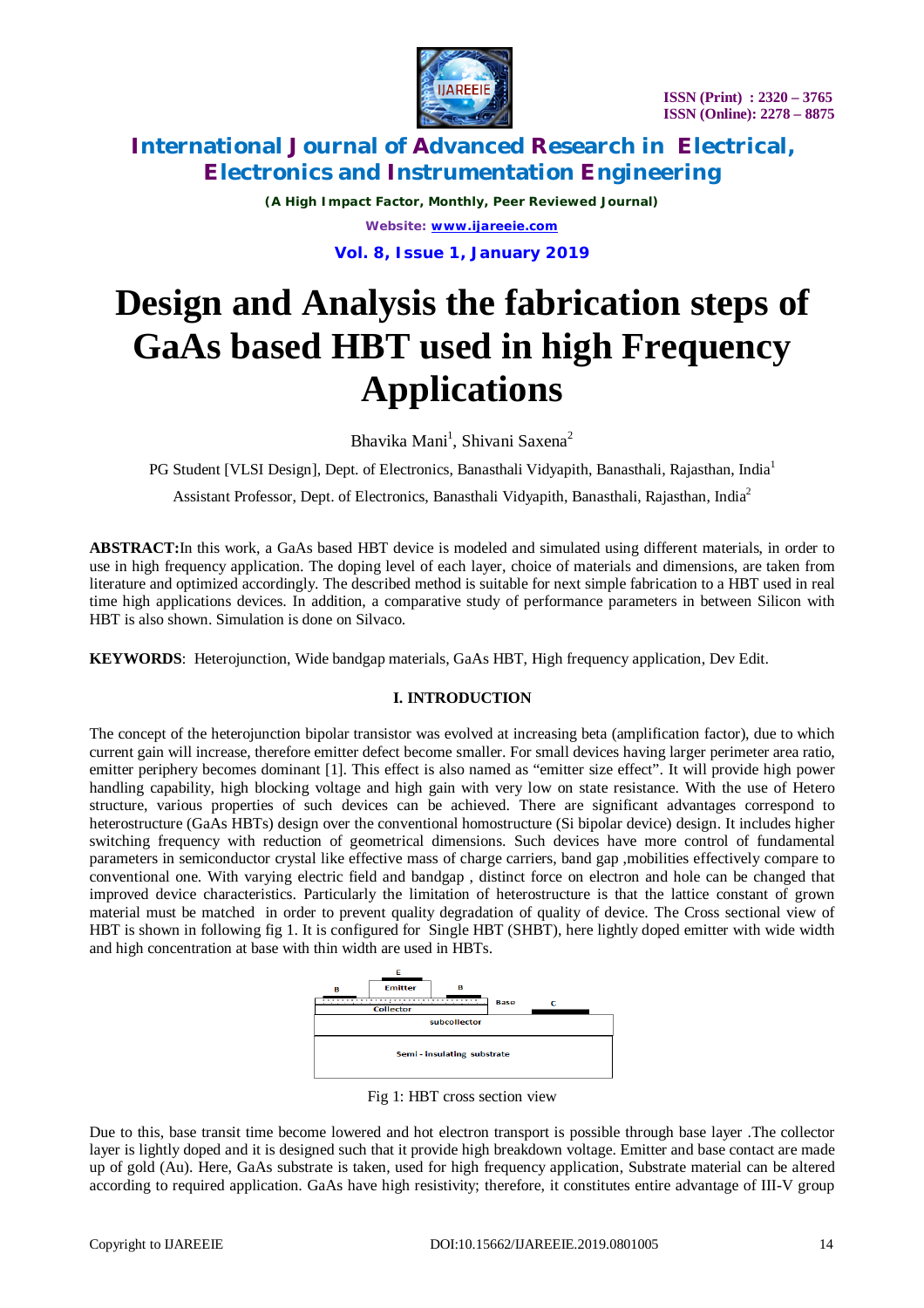# Design and Analysis the fabrication steps of GaAs based HBT used in high Frequency Applications

Bhavika Mani[1], Shivani Saxena[2]

PG Student [VLSI Design], Dept. of Electronics, Banasthali Vidyapith, Banasthali, Rajasthan, India[1]

Assistant Professor, Dept. of Electronics, Banasthali Vidyapith, Banasthali, Rajasthan, India[2]

**ABSTRACT:**In this work, a GaAs based HBT device is modeled and simulated using different materials, in order to use in high frequency application. The doping level of each layer, choice of materials and dimensions, are taken from literature and optimized accordingly. The described method is suitable for next simple fabrication to a HBT used in real time high applications devices. In addition, a comparative study of performance parameters in between Silicon with HBT is also shown. Simulation is done on Silvaco.

**KEYWORDS**: Heterojunction, Wide bandgap materials, GaAs HBT, High frequency application, Dev Edit.

## I. INTRODUCTION

The concept of the heterojunction bipolar transistor was evolved at increasing beta (amplification factor), due to which current gain will increase, therefore emitter defect become smaller. For small devices having larger perimeter area ratio, emitter periphery becomes dominant [1]. This effect is also named as "emitter size effect". It will provide high power handling capability, high blocking voltage and high gain with very low on state resistance. With the use of Hetero structure, various properties of such devices can be achieved. There are significant advantages correspond to heterostructure (GaAs HBTs) design over the conventional homostructure (Si bipolar device) design. It includes higher switching frequency with reduction of geometrical dimensions. Such devices have more control of fundamental parameters in semiconductor crystal like effective mass of charge carriers, band gap ,mobilities effectively compare to conventional one. With varying electric field and bandgap , distinct force on electron and hole can be changed that improved device characteristics. Particularly the limitation of heterostructure is that the lattice constant of grown material must be matched in order to prevent quality degradation of quality of device. The Cross sectional view of HBT is shown in following fig 1. It is configured for Single HBT (SHBT), here lightly doped emitter with wide width and high concentration at base with thin width are used in HBTs.

Fig 1: HBT cross section view

Due to this, base transit time become lowered and hot electron transport is possible through base layer .The collector layer is lightly doped and it is designed such that it provide high breakdown voltage. Emitter and base contact are made up of gold (Au). Here, GaAs substrate is taken, used for high frequency application, Substrate material can be altered according to required application. GaAs have high resistivity; therefore, it constitutes entire advantage of III-V group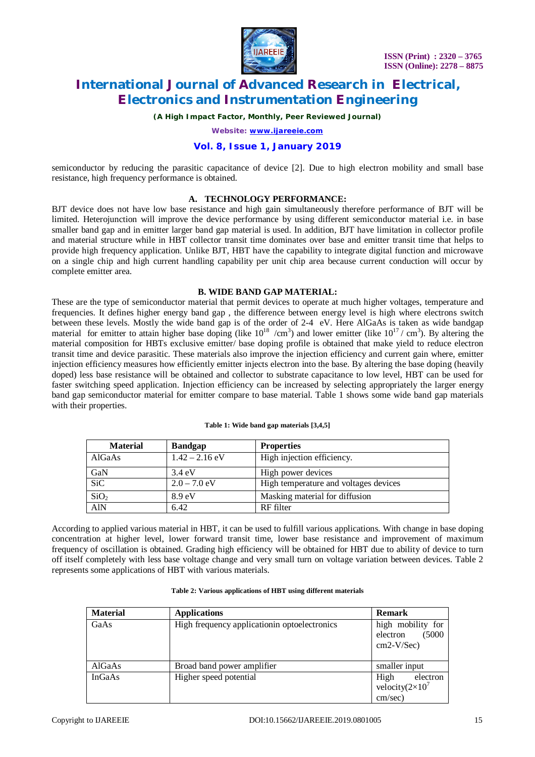semiconductor by reducing the parasitic capacitance of device [2]. Due to high electron mobility and small base resistance, high frequency performance is obtained.

### A. TECHNOLOGY PERFORMANCE:

BJT device does not have low base resistance and high gain simultaneously therefore performance of BJT will be limited. Heterojunction will improve the device performance by using different semiconductor material i.e. in base smaller band gap and in emitter larger band gap material is used. In addition, BJT have limitation in collector profile and material structure while in HBT collector transit time dominates over base and emitter transit time that helps to provide high frequency application. Unlike BJT, HBT have the capability to integrate digital function and microwave on a single chip and high current handling capability per unit chip area because current conduction will occur by complete emitter area.

### B. WIDE BAND GAP MATERIAL:

These are the type of semiconductor material that permit devices to operate at much higher voltages, temperature and frequencies. It defines higher energy band gap , the difference between energy level is high where electrons switch between these levels. Mostly the wide band gap is of the order of 2-4 eV. Here AlGaAs is taken as wide bandgap material for emitter to attain higher base doping (like $10^{18}$ /cm$^3$) and lower emitter (like $10^{17}$ / cm$^3$). By altering the material composition for HBTs exclusive emitter/ base doping profile is obtained that make yield to reduce electron transit time and device parasitic. These materials also improve the injection efficiency and current gain where, emitter injection efficiency measures how efficiently emitter injects electron into the base. By altering the base doping (heavily doped) less base resistance will be obtained and collector to substrate capacitance to low level, HBT can be used for faster switching speed application. Injection efficiency can be increased by selecting appropriately the larger energy band gap semiconductor material for emitter compare to base material. Table 1 shows some wide band gap materials with their properties.

**Table 1: Wide band gap materials [3,4,5]**

| Material | Bandgap | Properties |
|---|---|---|
| AlGaAs | 1.42 – 2.16 eV | High injection efficiency. |
| GaN | 3.4 eV | High power devices |
| SiC | 2.0 – 7.0 eV | High temperature and voltages devices |
| $SiO_2$ | 8.9 eV | Masking material for diffusion |
| AlN | 6.42 | RF filter |

According to applied various material in HBT, it can be used to fulfill various applications. With change in base doping concentration at higher level, lower forward transit time, lower base resistance and improvement of maximum frequency of oscillation is obtained. Grading high efficiency will be obtained for HBT due to ability of device to turn off itself completely with less base voltage change and very small turn on voltage variation between devices. Table 2 represents some applications of HBT with various materials.

**Table 2: Various applications of HBT using different materials**

| Material | Applications | Remark |
|---|---|---|
| GaAs | High frequency applicationin optoelectronics | high mobility for electron (5000 cm2-V/Sec) |
| AlGaAs | Broad band power amplifier | smaller input |
| InGaAs | Higher speed potential | High electron velocity($2\times10^7$ cm/sec) |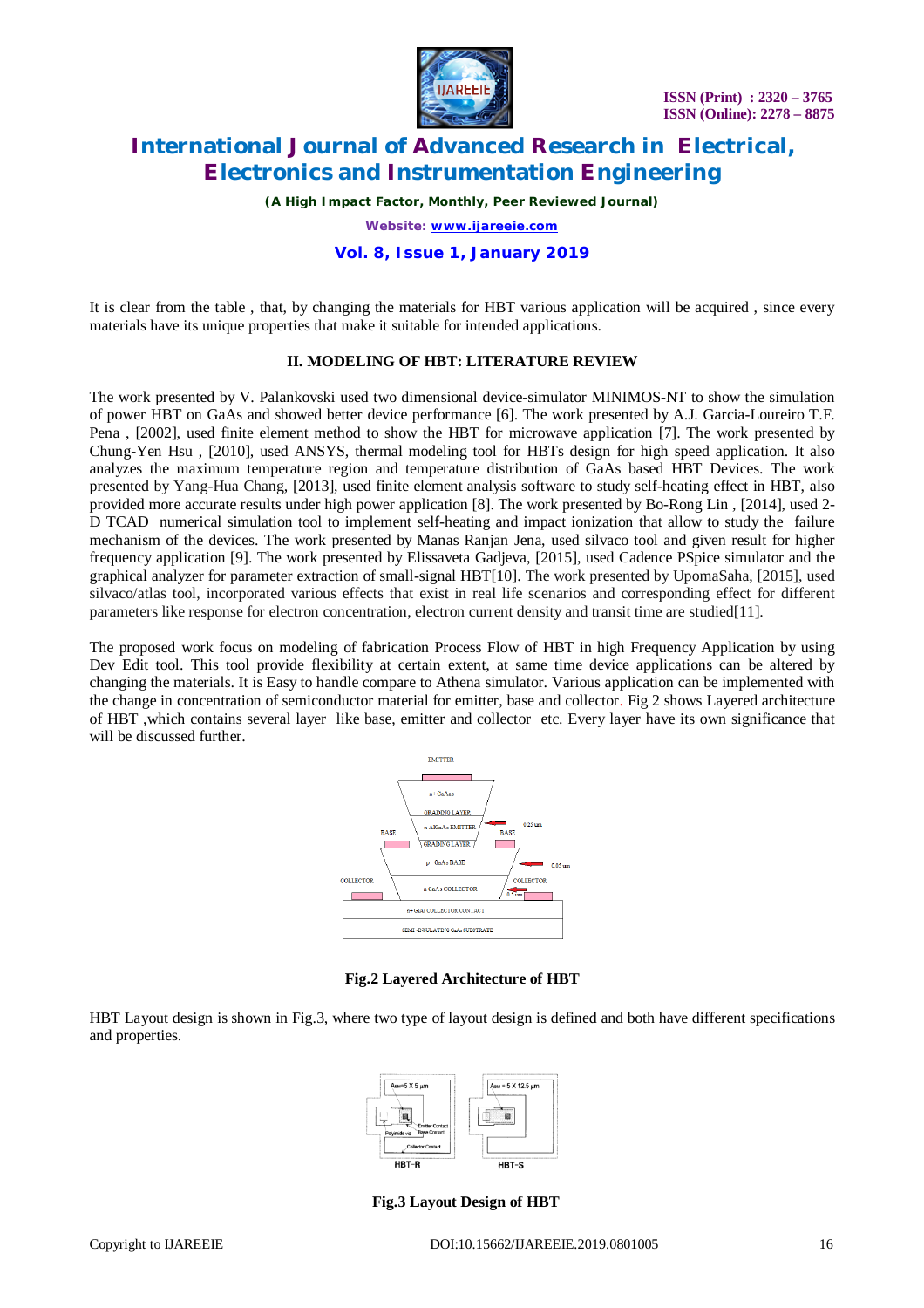It is clear from the table , that, by changing the materials for HBT various application will be acquired , since every materials have its unique properties that make it suitable for intended applications.

## II. MODELING OF HBT: LITERATURE REVIEW

The work presented by V. Palankovski used two dimensional device-simulator MINIMOS-NT to show the simulation of power HBT on GaAs and showed better device performance [6]. The work presented by A.J. Garcia-Loureiro T.F. Pena , [2002], used finite element method to show the HBT for microwave application [7]. The work presented by Chung-Yen Hsu , [2010], used ANSYS, thermal modeling tool for HBTs design for high speed application. It also analyzes the maximum temperature region and temperature distribution of GaAs based HBT Devices. The work presented by Yang-Hua Chang, [2013], used finite element analysis software to study self-heating effect in HBT, also provided more accurate results under high power application [8]. The work presented by Bo-Rong Lin , [2014], used 2-D TCAD numerical simulation tool to implement self-heating and impact ionization that allow to study the failure mechanism of the devices. The work presented by Manas Ranjan Jena, used silvaco tool and given result for higher frequency application [9]. The work presented by Elissaveta Gadjeva, [2015], used Cadence PSpice simulator and the graphical analyzer for parameter extraction of small-signal HBT[10]. The work presented by UpomaSaha, [2015], used silvaco/atlas tool, incorporated various effects that exist in real life scenarios and corresponding effect for different parameters like response for electron concentration, electron current density and transit time are studied[11].

The proposed work focus on modeling of fabrication Process Flow of HBT in high Frequency Application by using Dev Edit tool. This tool provide flexibility at certain extent, at same time device applications can be altered by changing the materials. It is Easy to handle compare to Athena simulator. Various application can be implemented with the change in concentration of semiconductor material for emitter, base and collector. Fig 2 shows Layered architecture of HBT ,which contains several layer like base, emitter and collector etc. Every layer have its own significance that will be discussed further.

**Fig.2 Layered Architecture of HBT**

HBT Layout design is shown in Fig.3, where two type of layout design is defined and both have different specifications and properties.

**Fig.3 Layout Design of HBT**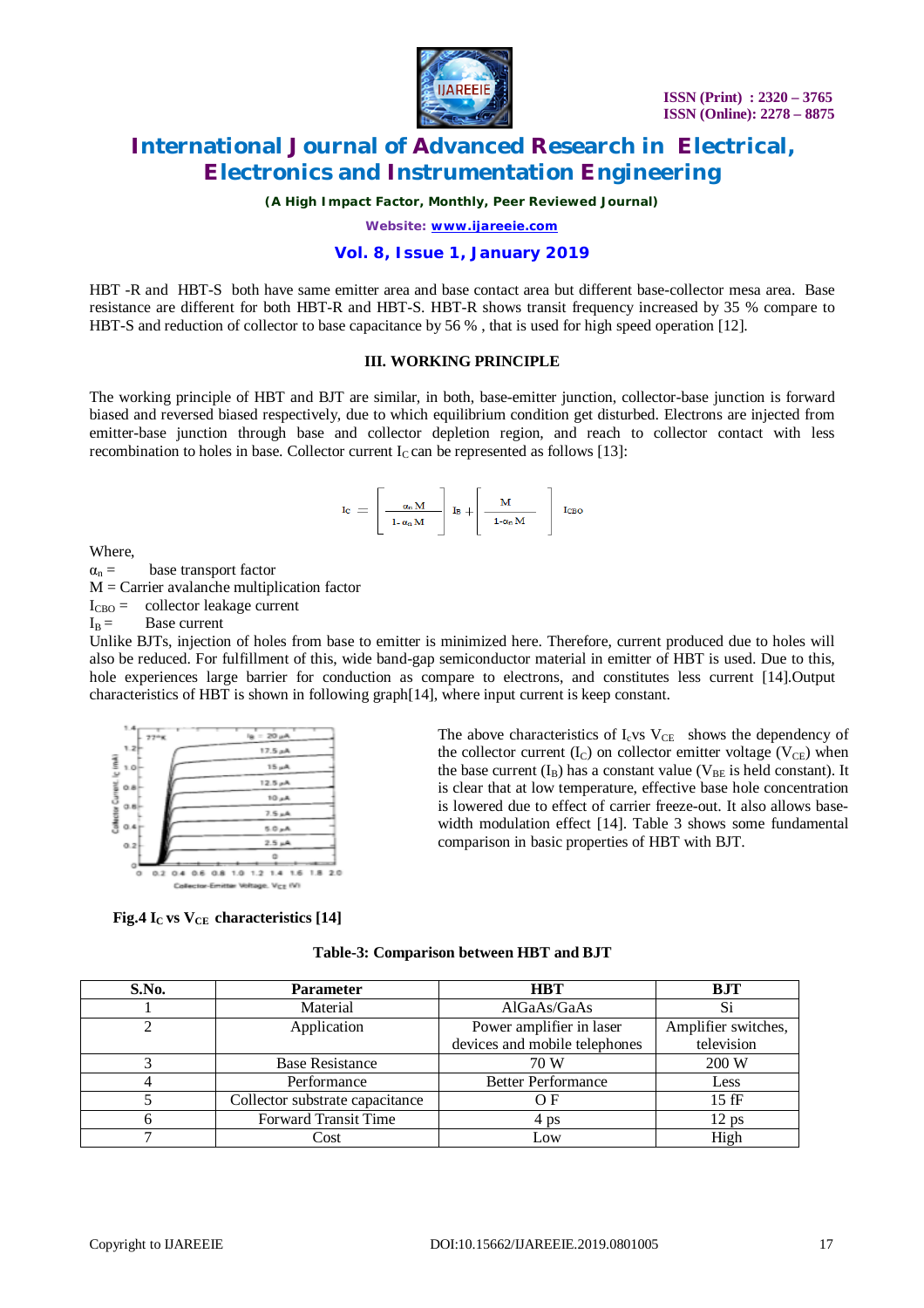HBT -R and HBT-S both have same emitter area and base contact area but different base-collector mesa area. Base resistance are different for both HBT-R and HBT-S. HBT-R shows transit frequency increased by 35 % compare to HBT-S and reduction of collector to base capacitance by 56 % , that is used for high speed operation [12].

## III. WORKING PRINCIPLE

The working principle of HBT and BJT are similar, in both, base-emitter junction, collector-base junction is forward biased and reversed biased respectively, due to which equilibrium condition get disturbed. Electrons are injected from emitter-base junction through base and collector depletion region, and reach to collector contact with less recombination to holes in base. Collector current $I_C$ can be represented as follows [13]:

$$I_C = \left[ \frac{\alpha_n M}{1-\alpha_n M} \right] I_B + \left[ \frac{M}{1-\alpha_n M} \right] I_{CBO}$$

Where,

$\alpha_n$ = base transport factor

M = Carrier avalanche multiplication factor

$I_{CBO}$ = collector leakage current

$I_B$ = Base current

Unlike BJTs, injection of holes from base to emitter is minimized here. Therefore, current produced due to holes will also be reduced. For fulfillment of this, wide band-gap semiconductor material in emitter of HBT is used. Due to this, hole experiences large barrier for conduction as compare to electrons, and constitutes less current [14].Output characteristics of HBT is shown in following graph[14], where input current is keep constant.

**Fig.4 $I_C$ vs $V_{CE}$ characteristics [14]**

The above characteristics of $I_c$vs $V_{CE}$ shows the dependency of the collector current ($I_C$) on collector emitter voltage ($V_{CE}$) when the base current ($I_B$) has a constant value ($V_{BE}$ is held constant). It is clear that at low temperature, effective base hole concentration is lowered due to effect of carrier freeze-out. It also allows base-width modulation effect [14]. Table 3 shows some fundamental comparison in basic properties of HBT with BJT.

**Table-3: Comparison between HBT and BJT**

| S.No. | Parameter | HBT | BJT |
|---|---|---|---|
| 1 | Material | AlGaAs/GaAs | Si |
| 2 | Application | Power amplifier in laser devices and mobile telephones | Amplifier switches, television |
| 3 | Base Resistance | 70 W | 200 W |
| 4 | Performance | Better Performance | Less |
| 5 | Collector substrate capacitance | O F | 15 fF |
| 6 | Forward Transit Time | 4 ps | 12 ps |
| 7 | Cost | Low | High |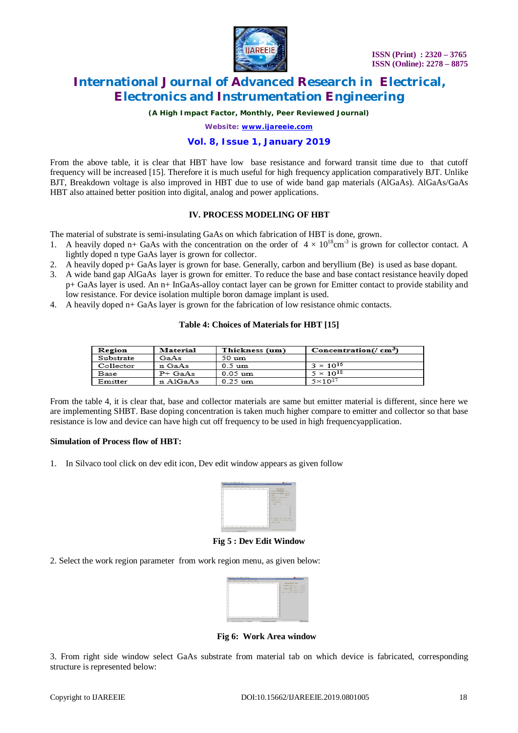From the above table, it is clear that HBT have low base resistance and forward transit time due to that cutoff frequency will be increased [15]. Therefore it is much useful for high frequency application comparatively BJT. Unlike BJT, Breakdown voltage is also improved in HBT due to use of wide band gap materials (AlGaAs). AlGaAs/GaAs HBT also attained better position into digital, analog and power applications.

## IV. PROCESS MODELING OF HBT

The material of substrate is semi-insulating GaAs on which fabrication of HBT is done, grown.

1. A heavily doped n+ GaAs with the concentration on the order of $4 \times 10^{18}cm^{-3}$ is grown for collector contact. A lightly doped n type GaAs layer is grown for collector.
2. A heavily doped p+ GaAs layer is grown for base. Generally, carbon and beryllium (Be) is used as base dopant.
3. A wide band gap AlGaAs layer is grown for emitter. To reduce the base and base contact resistance heavily doped p+ GaAs layer is used. An n+ InGaAs-alloy contact layer can be grown for Emitter contact to provide stability and low resistance. For device isolation multiple boron damage implant is used.
4. A heavily doped n+ GaAs layer is grown for the fabrication of low resistance ohmic contacts.

**Table 4: Choices of Materials for HBT [15]**

| Region | Material | Thickness (um) | Concentration(/ cm$^3$) |
|---|---|---|---|
| Substrate | GaAs | 50 um | |
| Collector | n GaAs | 0.5 um | $3 \times 10^{16}$ |
| Base | P+ GaAs | 0.05 um | $5 \times 10^{18}$ |
| Emitter | n AlGaAs | 0.25 um | $5\times10^{17}$ |

From the table 4, it is clear that, base and collector materials are same but emitter material is different, since here we are implementing SHBT. Base doping concentration is taken much higher compare to emitter and collector so that base resistance is low and device can have high cut off frequency to be used in high frequencyapplication.

**Simulation of Process flow of HBT:**

1. In Silvaco tool click on dev edit icon, Dev edit window appears as given follow

**Fig 5 : Dev Edit Window**

2. Select the work region parameter from work region menu, as given below:

**Fig 6: Work Area window**

3. From right side window select GaAs substrate from material tab on which device is fabricated, corresponding structure is represented below: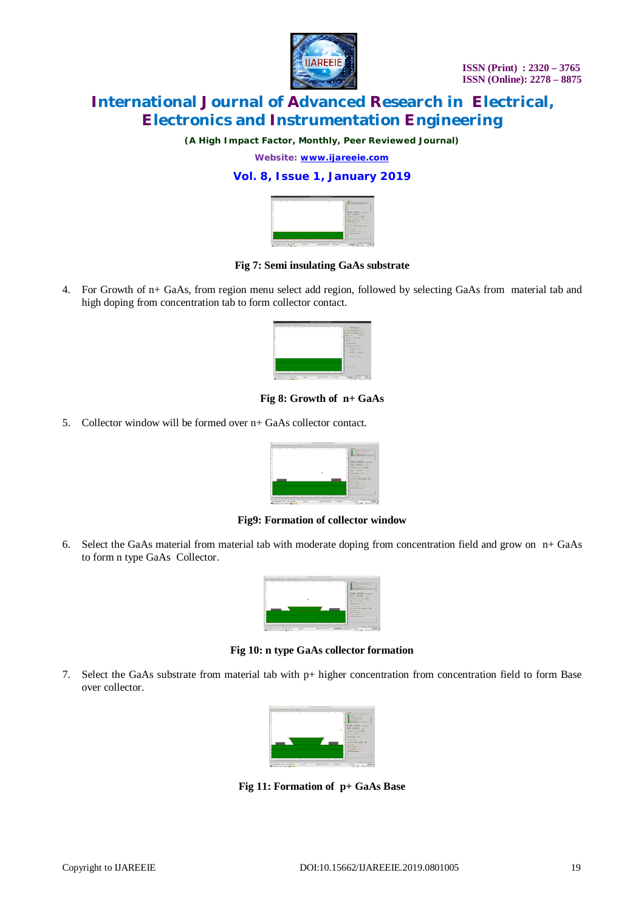Fig 7: Semi insulating GaAs substrate

4. For Growth of n+ GaAs, from region menu select add region, followed by selecting GaAs from material tab and high doping from concentration tab to form collector contact.

Fig 8: Growth of n+ GaAs

5. Collector window will be formed over n+ GaAs collector contact.

Fig9: Formation of collector window

6. Select the GaAs material from material tab with moderate doping from concentration field and grow on n+ GaAs to form n type GaAs Collector.

Fig 10: n type GaAs collector formation

7. Select the GaAs substrate from material tab with p+ higher concentration from concentration field to form Base over collector.

Fig 11: Formation of p+ GaAs Base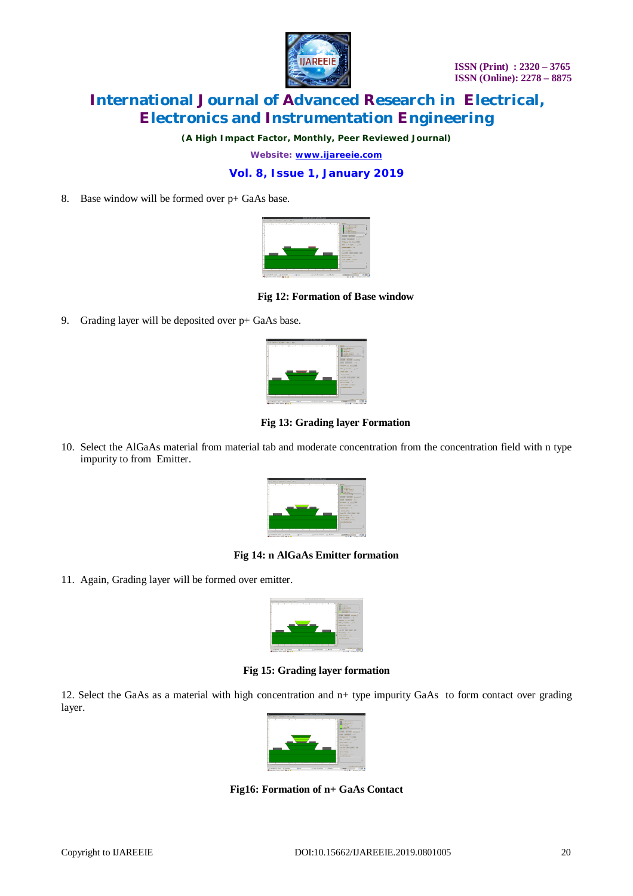8. Base window will be formed over p+ GaAs base.

**Fig 12: Formation of Base window**

9. Grading layer will be deposited over p+ GaAs base.

**Fig 13: Grading layer Formation**

10. Select the AlGaAs material from material tab and moderate concentration from the concentration field with n type impurity to from Emitter.

**Fig 14: n AlGaAs Emitter formation**

11. Again, Grading layer will be formed over emitter.

**Fig 15: Grading layer formation**

12. Select the GaAs as a material with high concentration and n+ type impurity GaAs to form contact over grading layer.

**Fig16: Formation of n+ GaAs Contact**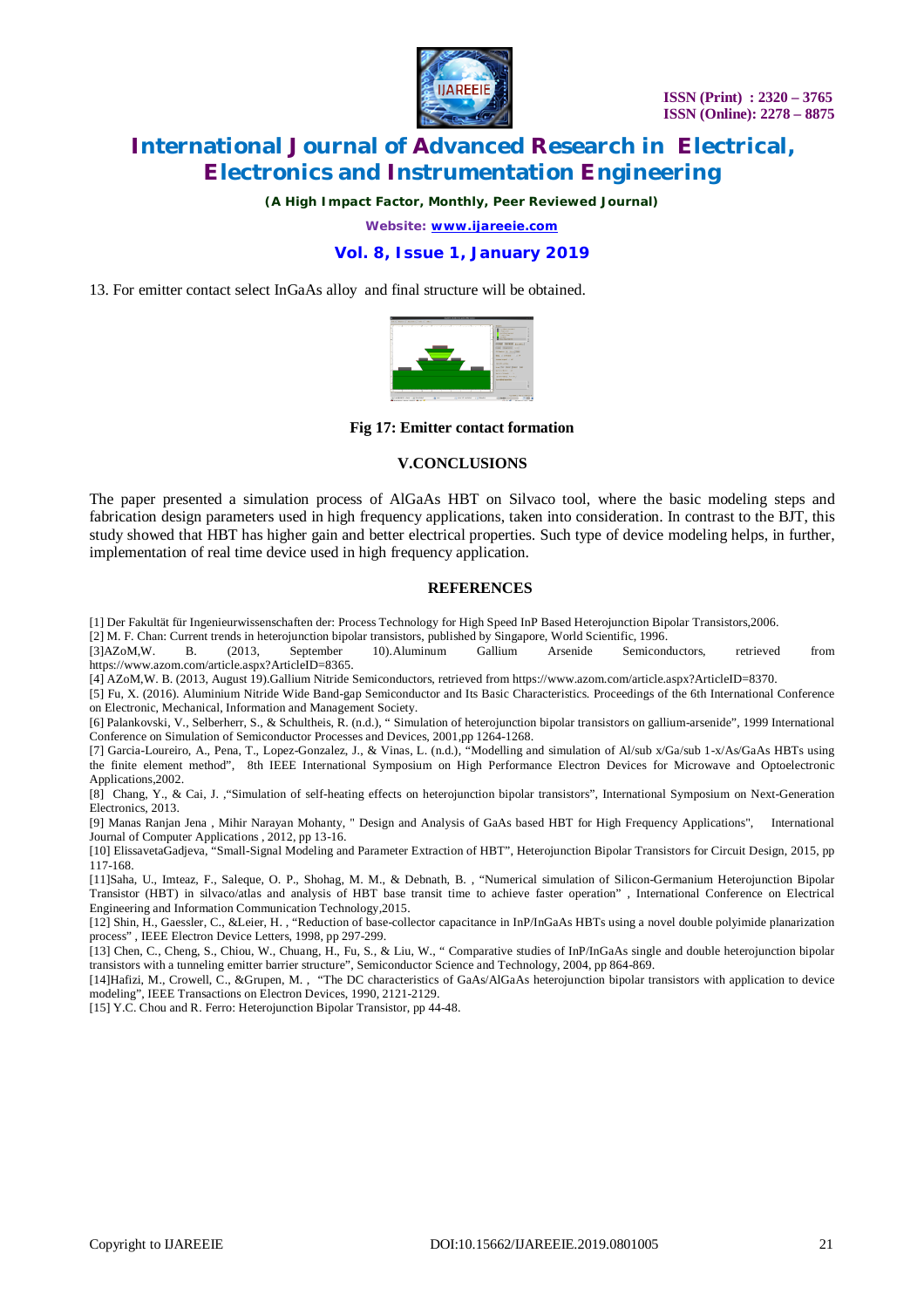13. For emitter contact select InGaAs alloy and final structure will be obtained.

**Fig 17: Emitter contact formation**

## V.CONCLUSIONS

The paper presented a simulation process of AlGaAs HBT on Silvaco tool, where the basic modeling steps and fabrication design parameters used in high frequency applications, taken into consideration. In contrast to the BJT, this study showed that HBT has higher gain and better electrical properties. Such type of device modeling helps, in further, implementation of real time device used in high frequency application.

## REFERENCES

[1] Der Fakultät für Ingenieurwissenschaften der: Process Technology for High Speed InP Based Heterojunction Bipolar Transistors,2006.

[2] M. F. Chan: Current trends in heterojunction bipolar transistors, published by Singapore, World Scientific, 1996.

[3]AZoM,W. B. (2013, September 10).Aluminum Gallium Arsenide Semiconductors, retrieved from https://www.azom.com/article.aspx?ArticleID=8365.

[4] AZoM,W. B. (2013, August 19).Gallium Nitride Semiconductors, retrieved from https://www.azom.com/article.aspx?ArticleID=8370.

[5] Fu, X. (2016). Aluminium Nitride Wide Band-gap Semiconductor and Its Basic Characteristics. Proceedings of the 6th International Conference on Electronic, Mechanical, Information and Management Society.

[6] Palankovski, V., Selberherr, S., & Schultheis, R. (n.d.), " Simulation of heterojunction bipolar transistors on gallium-arsenide", 1999 International Conference on Simulation of Semiconductor Processes and Devices, 2001,pp 1264-1268.

[7] Garcia-Loureiro, A., Pena, T., Lopez-Gonzalez, J., & Vinas, L. (n.d.), "Modelling and simulation of Al/sub x/Ga/sub 1-x/As/GaAs HBTs using the finite element method", 8th IEEE International Symposium on High Performance Electron Devices for Microwave and Optoelectronic Applications,2002.

[8] Chang, Y., & Cai, J. ,"Simulation of self-heating effects on heterojunction bipolar transistors", International Symposium on Next-Generation Electronics, 2013.

[9] Manas Ranjan Jena , Mihir Narayan Mohanty, " Design and Analysis of GaAs based HBT for High Frequency Applications", International Journal of Computer Applications , 2012, pp 13-16.

[10] ElissavetaGadjeva, "Small-Signal Modeling and Parameter Extraction of HBT", Heterojunction Bipolar Transistors for Circuit Design, 2015, pp 117-168.

[11]Saha, U., Imteaz, F., Saleque, O. P., Shohag, M. M., & Debnath, B. , "Numerical simulation of Silicon-Germanium Heterojunction Bipolar Transistor (HBT) in silvaco/atlas and analysis of HBT base transit time to achieve faster operation" , International Conference on Electrical Engineering and Information Communication Technology,2015.

[12] Shin, H., Gaessler, C., &Leier, H. , "Reduction of base-collector capacitance in InP/InGaAs HBTs using a novel double polyimide planarization process" , IEEE Electron Device Letters, 1998, pp 297-299.

[13] Chen, C., Cheng, S., Chiou, W., Chuang, H., Fu, S., & Liu, W., " Comparative studies of InP/InGaAs single and double heterojunction bipolar transistors with a tunneling emitter barrier structure", Semiconductor Science and Technology, 2004, pp 864-869.

[14]Hafizi, M., Crowell, C., &Grupen, M. , "The DC characteristics of GaAs/AlGaAs heterojunction bipolar transistors with application to device modeling", IEEE Transactions on Electron Devices, 1990, 2121-2129.

[15] Y.C. Chou and R. Ferro: Heterojunction Bipolar Transistor, pp 44-48.